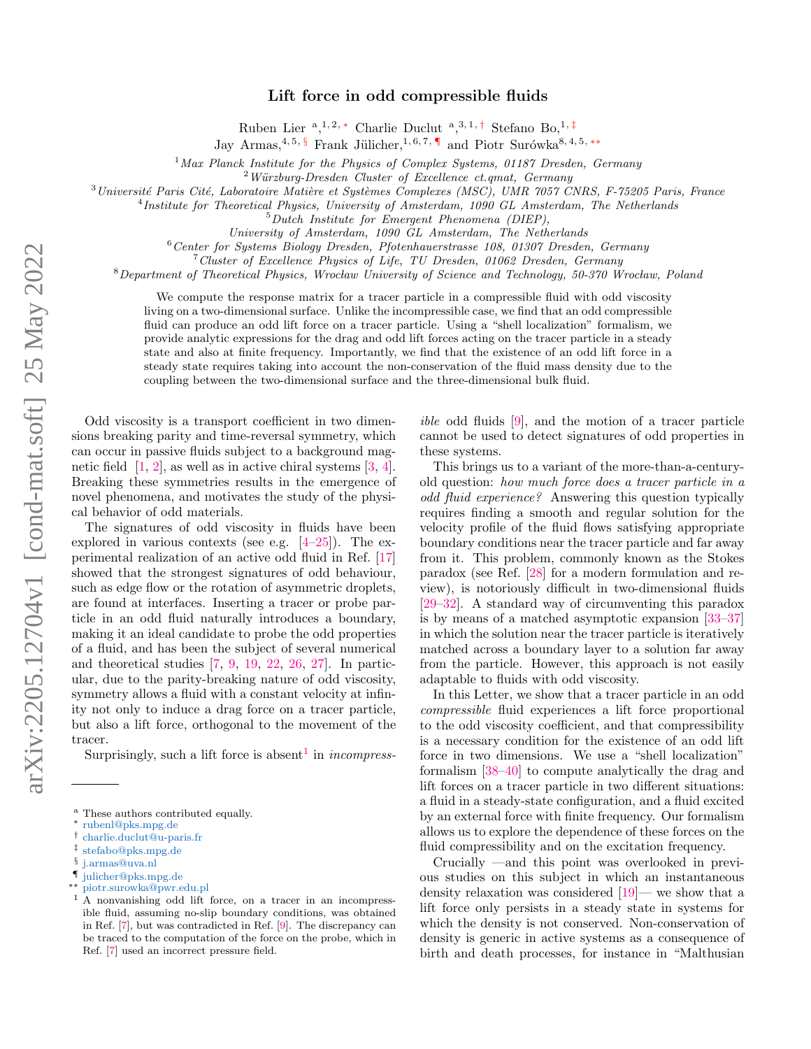# Lift force in odd compressible fluids

Ruben Lier [a,1,2,*] Charlie Duclut [a,3,1,†] Stefano Bo,[1,‡] Jay Armas,[4,5,§] Frank Jülicher,[1,6,7,¶] and Piotr Surówka[8,4,5,**]

[1] *Max Planck Institute for the Physics of Complex Systems, 01187 Dresden, Germany*
[2] *Würzburg-Dresden Cluster of Excellence ct.qmat, Germany*
[3] *Université Paris Cité, Laboratoire Matière et Systèmes Complexes (MSC), UMR 7057 CNRS, F-75205 Paris, France*
[4] *Institute for Theoretical Physics, University of Amsterdam, 1090 GL Amsterdam, The Netherlands*
[5] *Dutch Institute for Emergent Phenomena (DIEP), University of Amsterdam, 1090 GL Amsterdam, The Netherlands*
[6] *Center for Systems Biology Dresden, Pfotenhauerstrasse 108, 01307 Dresden, Germany*
[7] *Cluster of Excellence Physics of Life, TU Dresden, 01062 Dresden, Germany*
[8] *Department of Theoretical Physics, Wrocław University of Science and Technology, 50-370 Wrocław, Poland*

We compute the response matrix for a tracer particle in a compressible fluid with odd viscosity living on a two-dimensional surface. Unlike the incompressible case, we find that an odd compressible fluid can produce an odd lift force on a tracer particle. Using a "shell localization" formalism, we provide analytic expressions for the drag and odd lift forces acting on the tracer particle in a steady state and also at finite frequency. Importantly, we find that the existence of an odd lift force in a steady state requires taking into account the non-conservation of the fluid mass density due to the coupling between the two-dimensional surface and the three-dimensional bulk fluid.

Odd viscosity is a transport coefficient in two dimensions breaking parity and time-reversal symmetry, which can occur in passive fluids subject to a background magnetic field [1, 2], as well as in active chiral systems [3, 4]. Breaking these symmetries results in the emergence of novel phenomena, and motivates the study of the physical behavior of odd materials.

The signatures of odd viscosity in fluids have been explored in various contexts (see e.g. [4–25]). The experimental realization of an active odd fluid in Ref. [17] showed that the strongest signatures of odd behaviour, such as edge flow or the rotation of asymmetric droplets, are found at interfaces. Inserting a tracer or probe particle in an odd fluid naturally introduces a boundary, making it an ideal candidate to probe the odd properties of a fluid, and has been the subject of several numerical and theoretical studies [7, 9, 19, 22, 26, 27]. In particular, due to the parity-breaking nature of odd viscosity, symmetry allows a fluid with a constant velocity at infinity not only to induce a drag force on a tracer particle, but also a lift force, orthogonal to the movement of the tracer.

Surprisingly, such a lift force is absent[1] in *incompressible* odd fluids [9], and the motion of a tracer particle cannot be used to detect signatures of odd properties in these systems.

This brings us to a variant of the more-than-a-century-old question: *how much force does a tracer particle in a odd fluid experience?* Answering this question typically requires finding a smooth and regular solution for the velocity profile of the fluid flows satisfying appropriate boundary conditions near the tracer particle and far away from it. This problem, commonly known as the Stokes paradox (see Ref. [28] for a modern formulation and review), is notoriously difficult in two-dimensional fluids [29–32]. A standard way of circumventing this paradox is by means of a matched asymptotic expansion [33–37] in which the solution near the tracer particle is iteratively matched across a boundary layer to a solution far away from the particle. However, this approach is not easily adaptable to fluids with odd viscosity.

In this Letter, we show that a tracer particle in an odd *compressible* fluid experiences a lift force proportional to the odd viscosity coefficient, and that compressibility is a necessary condition for the existence of an odd lift force in two dimensions. We use a "shell localization" formalism [38–40] to compute analytically the drag and lift forces on a tracer particle in two different situations: a fluid in a steady-state configuration, and a fluid excited by an external force with finite frequency. Our formalism allows us to explore the dependence of these forces on the fluid compressibility and on the excitation frequency.

Crucially —and this point was overlooked in previous studies on this subject in which an instantaneous density relaxation was considered [19]— we show that a lift force only persists in a steady state in systems for which the density is not conserved. Non-conservation of density is generic in active systems as a consequence of birth and death processes, for instance in "Malthusian

---

[a] These authors contributed equally.
[*] rubenl@pks.mpg.de
[†] charlie.duclut@u-paris.fr
[‡] stefabo@pks.mpg.de
[§] j.armas@uva.nl
[¶] julicher@pks.mpg.de
[**] piotr.surowka@pwr.edu.pl
[1] A nonvanishing odd lift force, on a tracer in an incompressible fluid, assuming no-slip boundary conditions, was obtained in Ref. [7], but was contradicted in Ref. [9]. The discrepancy can be traced to the computation of the force on the probe, which in Ref. [7] used an incorrect pressure field.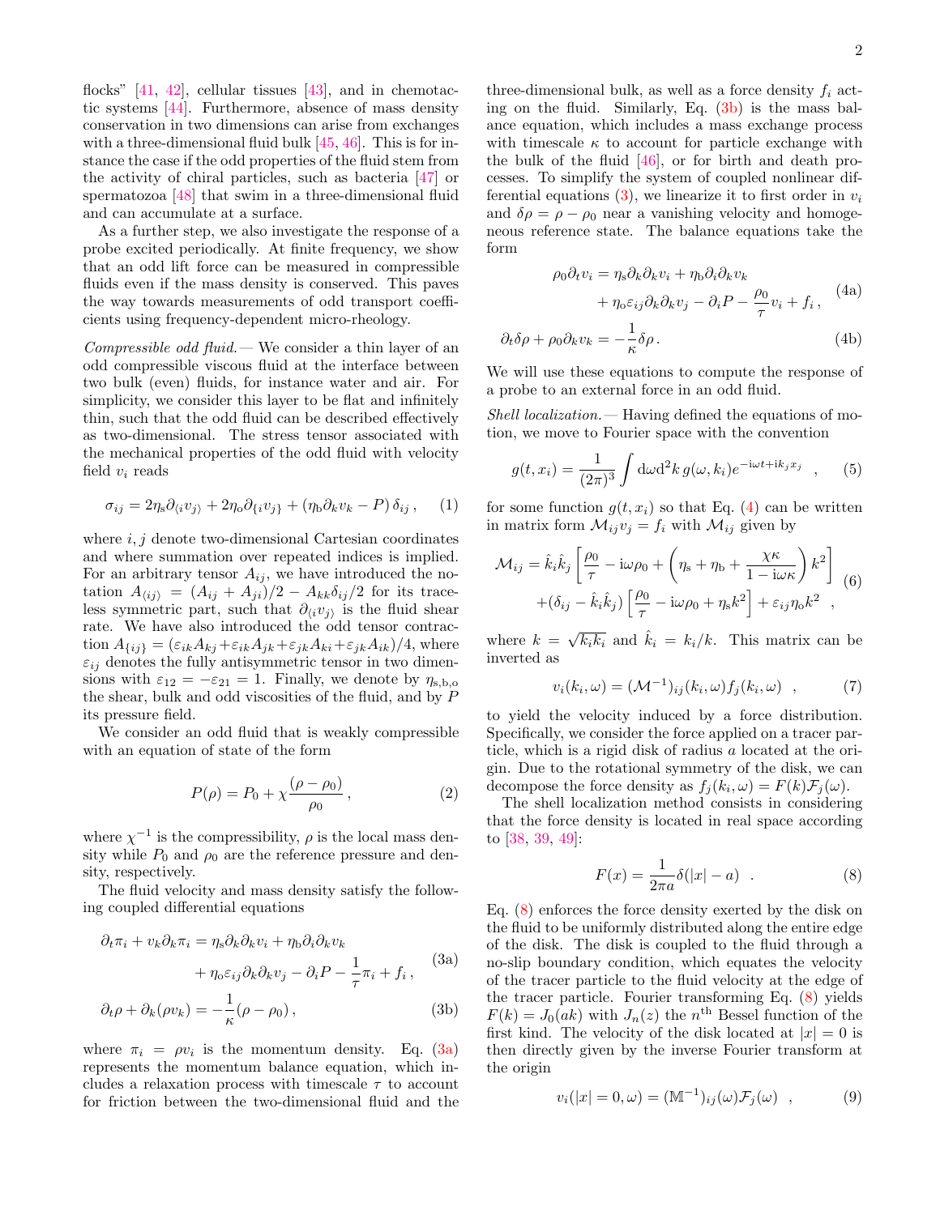flocks" [41, 42], cellular tissues [43], and in chemotactic systems [44]. Furthermore, absence of mass density conservation in two dimensions can arise from exchanges with a three-dimensional fluid bulk [45, 46]. This is for instance the case if the odd properties of the fluid stem from the activity of chiral particles, such as bacteria [47] or spermatozoa [48] that swim in a three-dimensional fluid and can accumulate at a surface.

As a further step, we also investigate the response of a probe excited periodically. At finite frequency, we show that an odd lift force can be measured in compressible fluids even if the mass density is conserved. This paves the way towards measurements of odd transport coefficients using frequency-dependent micro-rheology.

*Compressible odd fluid.*— We consider a thin layer of an odd compressible viscous fluid at the interface between two bulk (even) fluids, for instance water and air. For simplicity, we consider this layer to be flat and infinitely thin, such that the odd fluid can be described effectively as two-dimensional. The stress tensor associated with the mechanical properties of the odd fluid with velocity field $v_i$ reads

$$\sigma_{ij} = 2\eta_{\rm s}\partial_{\langle i}v_{j\rangle} + 2\eta_{\rm o}\partial_{\{i}v_{j\}} + (\eta_{\rm b}\partial_k v_k - P)\,\delta_{ij}\,, \quad (1)$$

where $i, j$ denote two-dimensional Cartesian coordinates and where summation over repeated indices is implied. For an arbitrary tensor $A_{ij}$, we have introduced the notation $A_{\langle ij\rangle} = (A_{ij} + A_{ji})/2 - A_{kk}\delta_{ij}/2$ for its traceless symmetric part, such that $\partial_{\langle i}v_{j\rangle}$ is the fluid shear rate. We have also introduced the odd tensor contraction $A_{\{ij\}} = (\varepsilon_{ik}A_{kj} + \varepsilon_{ik}A_{jk} + \varepsilon_{jk}A_{ki} + \varepsilon_{jk}A_{ik})/4$, where $\varepsilon_{ij}$ denotes the fully antisymmetric tensor in two dimensions with $\varepsilon_{12} = -\varepsilon_{21} = 1$. Finally, we denote by $\eta_{\rm s,b,o}$ the shear, bulk and odd viscosities of the fluid, and by $P$ its pressure field.

We consider an odd fluid that is weakly compressible with an equation of state of the form

$$P(\rho) = P_0 + \chi\frac{(\rho - \rho_0)}{\rho_0}\,, \quad (2)$$

where $\chi^{-1}$ is the compressibility, $\rho$ is the local mass density while $P_0$ and $\rho_0$ are the reference pressure and density, respectively.

The fluid velocity and mass density satisfy the following coupled differential equations

$$\begin{aligned}\partial_t\pi_i + v_k\partial_k\pi_i = \eta_{\rm s}\partial_k\partial_k v_i + \eta_{\rm b}\partial_i\partial_k v_k \\ + \eta_{\rm o}\varepsilon_{ij}\partial_k\partial_k v_j - \partial_i P - \frac{1}{\tau}\pi_i + f_i\,,\end{aligned} \quad (3a)$$

$$\partial_t\rho + \partial_k(\rho v_k) = -\frac{1}{\kappa}(\rho - \rho_0)\,, \quad (3b)$$

where $\pi_i = \rho v_i$ is the momentum density. Eq. (3a) represents the momentum balance equation, which includes a relaxation process with timescale $\tau$ to account for friction between the two-dimensional fluid and the three-dimensional bulk, as well as a force density $f_i$ acting on the fluid. Similarly, Eq. (3b) is the mass balance equation, which includes a mass exchange process with timescale $\kappa$ to account for particle exchange with the bulk of the fluid [46], or for birth and death processes. To simplify the system of coupled nonlinear differential equations (3), we linearize it to first order in $v_i$ and $\delta\rho = \rho - \rho_0$ near a vanishing velocity and homogeneous reference state. The balance equations take the form

$$\begin{aligned}\rho_0\partial_t v_i = \eta_{\rm s}\partial_k\partial_k v_i + \eta_{\rm b}\partial_i\partial_k v_k \\ + \eta_{\rm o}\varepsilon_{ij}\partial_k\partial_k v_j - \partial_i P - \frac{\rho_0}{\tau}v_i + f_i\,,\end{aligned} \quad (4a)$$

$$\partial_t\delta\rho + \rho_0\partial_k v_k = -\frac{1}{\kappa}\delta\rho\,. \quad (4b)$$

We will use these equations to compute the response of a probe to an external force in an odd fluid.

*Shell localization.*— Having defined the equations of motion, we move to Fourier space with the convention

$$g(t, x_i) = \frac{1}{(2\pi)^3}\int {\rm d}\omega{\rm d}^2k\, g(\omega, k_i)e^{-{\rm i}\omega t + {\rm i}k_j x_j}\quad, \quad (5)$$

for some function $g(t, x_i)$ so that Eq. (4) can be written in matrix form $\mathcal{M}_{ij}v_j = f_i$ with $\mathcal{M}_{ij}$ given by

$$\begin{aligned}\mathcal{M}_{ij} = \hat{k}_i\hat{k}_j\left[\frac{\rho_0}{\tau} - {\rm i}\omega\rho_0 + \left(\eta_{\rm s} + \eta_{\rm b} + \frac{\chi\kappa}{1 - {\rm i}\omega\kappa}\right)k^2\right] \\ + (\delta_{ij} - \hat{k}_i\hat{k}_j)\left[\frac{\rho_0}{\tau} - {\rm i}\omega\rho_0 + \eta_{\rm s}k^2\right] + \varepsilon_{ij}\eta_{\rm o}k^2\quad,\end{aligned} \quad (6)$$

where $k = \sqrt{k_i k_i}$ and $\hat{k}_i = k_i/k$. This matrix can be inverted as

$$v_i(k_i, \omega) = (\mathcal{M}^{-1})_{ij}(k_i, \omega)f_j(k_i, \omega)\quad, \quad (7)$$

to yield the velocity induced by a force distribution. Specifically, we consider the force applied on a tracer particle, which is a rigid disk of radius $a$ located at the origin. Due to the rotational symmetry of the disk, we can decompose the force density as $f_j(k_i, \omega) = F(k)\mathcal{F}_j(\omega)$.

The shell localization method consists in considering that the force density is located in real space according to [38, 39, 49]:

$$F(x) = \frac{1}{2\pi a}\delta(|x| - a)\quad. \quad (8)$$

Eq. (8) enforces the force density exerted by the disk on the fluid to be uniformly distributed along the entire edge of the disk. The disk is coupled to the fluid through a no-slip boundary condition, which equates the velocity of the tracer particle to the fluid velocity at the edge of the tracer particle. Fourier transforming Eq. (8) yields $F(k) = J_0(ak)$ with $J_n(z)$ the $n^{\rm th}$ Bessel function of the first kind. The velocity of the disk located at $|x| = 0$ is then directly given by the inverse Fourier transform at the origin

$$v_i(|x| = 0, \omega) = (\mathbb{M}^{-1})_{ij}(\omega)\mathcal{F}_j(\omega)\quad, \quad (9)$$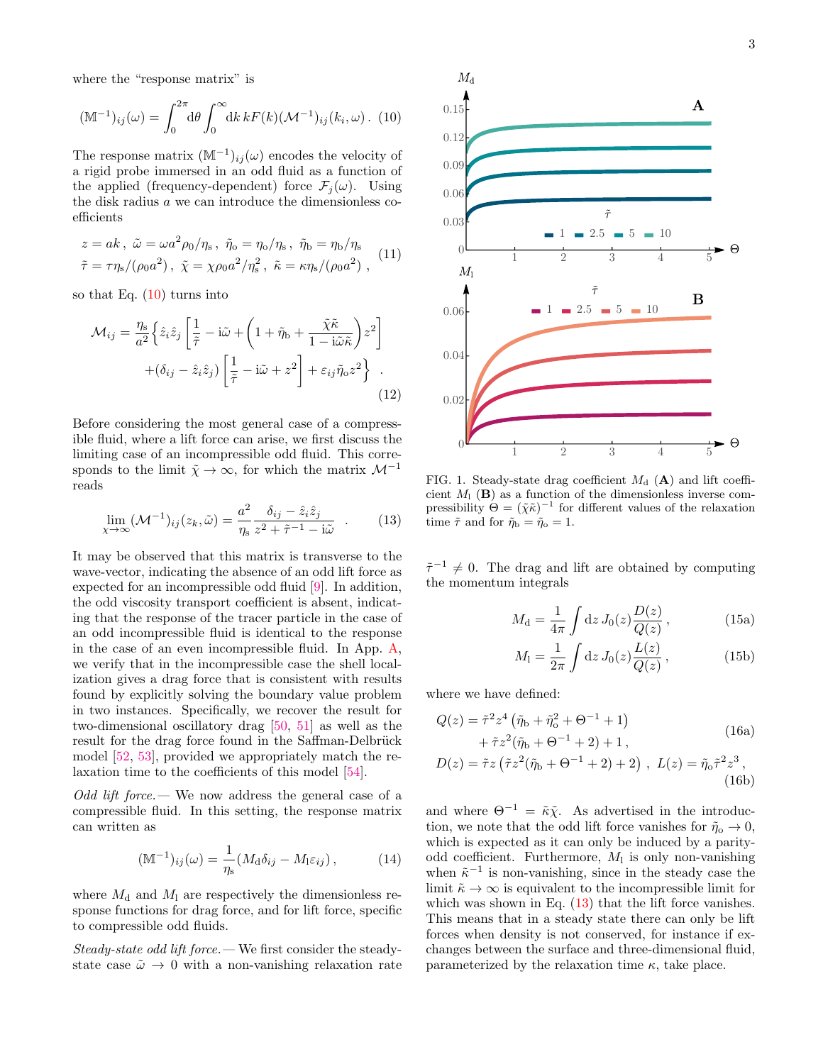where the "response matrix" is

$$(\mathbb{M}^{-1})_{ij}(\omega) = \int_0^{2\pi} \mathrm{d}\theta \int_0^{\infty} \mathrm{d}k\, kF(k)(\mathcal{M}^{-1})_{ij}(k_i, \omega)\,. \quad (10)$$

The response matrix $(\mathbb{M}^{-1})_{ij}(\omega)$ encodes the velocity of a rigid probe immersed in an odd fluid as a function of the applied (frequency-dependent) force $\mathcal{F}_j(\omega)$. Using the disk radius $a$ we can introduce the dimensionless coefficients

$$\begin{aligned} &z = ak\,,\ \tilde{\omega} = \omega a^2 \rho_0/\eta_\mathrm{s}\,,\ \tilde{\eta}_\mathrm{o} = \eta_\mathrm{o}/\eta_\mathrm{s}\,,\ \tilde{\eta}_\mathrm{b} = \eta_\mathrm{b}/\eta_\mathrm{s} \\ &\tilde{\tau} = \tau\eta_\mathrm{s}/(\rho_0 a^2)\,,\ \tilde{\chi} = \chi\rho_0 a^2/\eta_\mathrm{s}^2\,,\ \tilde{\kappa} = \kappa\eta_\mathrm{s}/(\rho_0 a^2)\,, \end{aligned} \quad (11)$$

so that Eq. (10) turns into

$$\begin{aligned} \mathcal{M}_{ij} = \frac{\eta_\mathrm{s}}{a^2}\Big\{ &\hat{z}_i\hat{z}_j\left[\frac{1}{\tilde{\tau}} - \mathrm{i}\tilde{\omega} + \left(1 + \tilde{\eta}_\mathrm{b} + \frac{\tilde{\chi}\tilde{\kappa}}{1 - \mathrm{i}\tilde{\omega}\tilde{\kappa}}\right)z^2\right] \\ &+ (\delta_{ij} - \hat{z}_i\hat{z}_j)\left[\frac{1}{\tilde{\tau}} - \mathrm{i}\tilde{\omega} + z^2\right] + \varepsilon_{ij}\tilde{\eta}_\mathrm{o} z^2\Big\}\ . \end{aligned} \quad (12)$$

Before considering the most general case of a compressible fluid, where a lift force can arise, we first discuss the limiting case of an incompressible odd fluid. This corresponds to the limit $\tilde{\chi} \to \infty$, for which the matrix $\mathcal{M}^{-1}$ reads

$$\lim_{\chi\to\infty} (\mathcal{M}^{-1})_{ij}(z_k, \tilde{\omega}) = \frac{a^2}{\eta_\mathrm{s}} \frac{\delta_{ij} - \hat{z}_i\hat{z}_j}{z^2 + \tilde{\tau}^{-1} - \mathrm{i}\tilde{\omega}}\ . \quad (13)$$

It may be observed that this matrix is transverse to the wave-vector, indicating the absence of an odd lift force as expected for an incompressible odd fluid [9]. In addition, the odd viscosity transport coefficient is absent, indicating that the response of the tracer particle in the case of an odd incompressible fluid is identical to the response in the case of an even incompressible fluid. In App. A, we verify that in the incompressible case the shell localization gives a drag force that is consistent with results found by explicitly solving the boundary value problem in two instances. Specifically, we recover the result for two-dimensional oscillatory drag [50, 51] as well as the result for the drag force found in the Saffman-Delbrück model [52, 53], provided we appropriately match the relaxation time to the coefficients of this model [54].

*Odd lift force.—* We now address the general case of a compressible fluid. In this setting, the response matrix can written as

$$(\mathbb{M}^{-1})_{ij}(\omega) = \frac{1}{\eta_\mathrm{s}}(M_\mathrm{d}\delta_{ij} - M_\mathrm{l}\varepsilon_{ij})\,, \quad (14)$$

where $M_\mathrm{d}$ and $M_\mathrm{l}$ are respectively the dimensionless response functions for drag force, and for lift force, specific to compressible odd fluids.

*Steady-state odd lift force.—* We first consider the steady-state case $\tilde{\omega} \to 0$ with a non-vanishing relaxation rate $\tilde{\tau}^{-1} \neq 0$. The drag and lift are obtained by computing the momentum integrals

$$M_\mathrm{d} = \frac{1}{4\pi}\int \mathrm{d}z\, J_0(z)\frac{D(z)}{Q(z)}\,, \quad (15a)$$

$$M_\mathrm{l} = \frac{1}{2\pi}\int \mathrm{d}z\, J_0(z)\frac{L(z)}{Q(z)}\,, \quad (15b)$$

where we have defined:

$$\begin{aligned} Q(z) &= \tilde{\tau}^2 z^4\left(\tilde{\eta}_\mathrm{b} + \tilde{\eta}_\mathrm{o}^2 + \Theta^{-1} + 1\right) \\ &\quad + \tilde{\tau}z^2(\tilde{\eta}_\mathrm{b} + \Theta^{-1} + 2) + 1\,, \end{aligned} \quad (16a)$$

$$D(z) = \tilde{\tau}z\left(\tilde{\tau}z^2(\tilde{\eta}_\mathrm{b} + \Theta^{-1} + 2) + 2\right)\,,\ L(z) = \tilde{\eta}_\mathrm{o}\tilde{\tau}^2 z^3\,, \quad (16b)$$

and where $\Theta^{-1} = \tilde{\kappa}\tilde{\chi}$. As advertised in the introduction, we note that the odd lift force vanishes for $\tilde{\eta}_\mathrm{o} \to 0$, which is expected as it can only be induced by a parity-odd coefficient. Furthermore, $M_\mathrm{l}$ is only non-vanishing when $\tilde{\kappa}^{-1}$ is non-vanishing, since in the steady case the limit $\tilde{\kappa} \to \infty$ is equivalent to the incompressible limit for which was shown in Eq. (13) that the lift force vanishes. This means that in a steady state there can only be lift forces when density is not conserved, for instance if exchanges between the surface and three-dimensional fluid, parameterized by the relaxation time $\kappa$, take place.

FIG. 1. Steady-state drag coefficient $M_\mathrm{d}$ (**A**) and lift coefficient $M_\mathrm{l}$ (**B**) as a function of the dimensionless inverse compressibility $\Theta = (\tilde{\chi}\tilde{\kappa})^{-1}$ for different values of the relaxation time $\tilde{\tau}$ and for $\tilde{\eta}_\mathrm{b} = \tilde{\eta}_\mathrm{o} = 1$.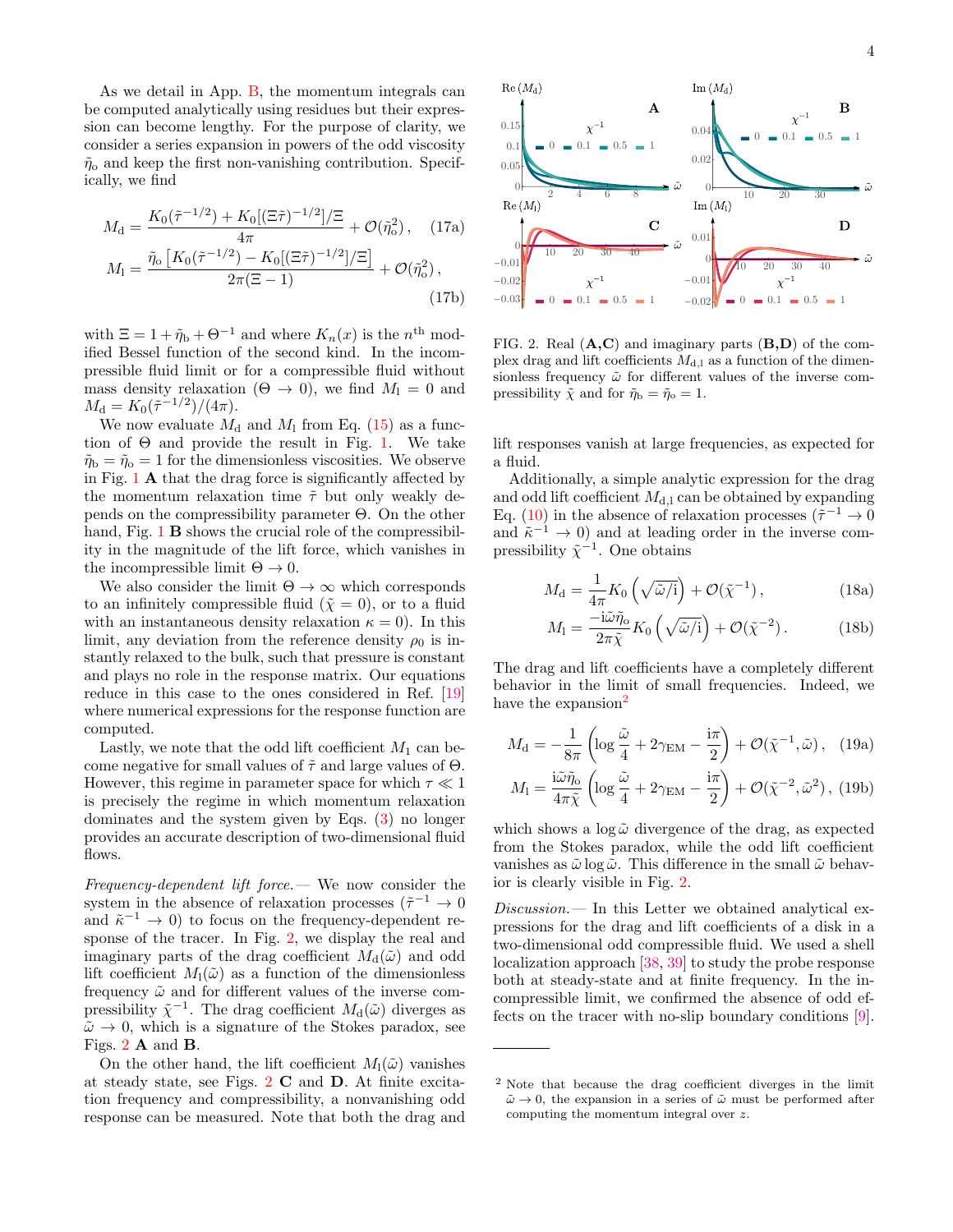As we detail in App. B, the momentum integrals can be computed analytically using residues but their expression can become lengthy. For the purpose of clarity, we consider a series expansion in powers of the odd viscosity $\tilde{\eta}_\mathrm{o}$ and keep the first non-vanishing contribution. Specifically, we find

$$M_\mathrm{d} = \frac{K_0(\tilde{\tau}^{-1/2}) + K_0[(\Xi\tilde{\tau})^{-1/2}]/\Xi}{4\pi} + \mathcal{O}(\tilde{\eta}_\mathrm{o}^2)\,, \quad (17a)$$

$$M_\mathrm{l} = \frac{\tilde{\eta}_\mathrm{o}\left[K_0(\tilde{\tau}^{-1/2}) - K_0[(\Xi\tilde{\tau})^{-1/2}]/\Xi\right]}{2\pi(\Xi - 1)} + \mathcal{O}(\tilde{\eta}_\mathrm{o}^2)\,, \quad (17b)$$

with $\Xi = 1 + \tilde{\eta}_\mathrm{b} + \Theta^{-1}$ and where $K_n(x)$ is the $n^\mathrm{th}$ modified Bessel function of the second kind. In the incompressible fluid limit or for a compressible fluid without mass density relaxation ($\Theta \to 0$), we find $M_\mathrm{l} = 0$ and $M_\mathrm{d} = K_0(\tilde{\tau}^{-1/2})/(4\pi)$.

We now evaluate $M_\mathrm{d}$ and $M_\mathrm{l}$ from Eq. (15) as a function of $\Theta$ and provide the result in Fig. 1. We take $\tilde{\eta}_\mathrm{b} = \tilde{\eta}_\mathrm{o} = 1$ for the dimensionless viscosities. We observe in Fig. 1 **A** that the drag force is significantly affected by the momentum relaxation time $\tilde{\tau}$ but only weakly depends on the compressibility parameter $\Theta$. On the other hand, Fig. 1 **B** shows the crucial role of the compressibility in the magnitude of the lift force, which vanishes in the incompressible limit $\Theta \to 0$.

We also consider the limit $\Theta \to \infty$ which corresponds to an infinitely compressible fluid ($\tilde{\chi} = 0$), or to a fluid with an instantaneous density relaxation $\kappa = 0$). In this limit, any deviation from the reference density $\rho_0$ is instantly relaxed to the bulk, such that pressure is constant and plays no role in the response matrix. Our equations reduce in this case to the ones considered in Ref. [19] where numerical expressions for the response function are computed.

Lastly, we note that the odd lift coefficient $M_\mathrm{l}$ can become negative for small values of $\tilde{\tau}$ and large values of $\Theta$. However, this regime in parameter space for which $\tau \ll 1$ is precisely the regime in which momentum relaxation dominates and the system given by Eqs. (3) no longer provides an accurate description of two-dimensional fluid flows.

*Frequency-dependent lift force.*— We now consider the system in the absence of relaxation processes ($\tilde{\tau}^{-1} \to 0$ and $\tilde{\kappa}^{-1} \to 0$) to focus on the frequency-dependent response of the tracer. In Fig. 2, we display the real and imaginary parts of the drag coefficient $M_\mathrm{d}(\tilde{\omega})$ and odd lift coefficient $M_\mathrm{l}(\tilde{\omega})$ as a function of the dimensionless frequency $\tilde{\omega}$ and for different values of the inverse compressibility $\tilde{\chi}^{-1}$. The drag coefficient $M_\mathrm{d}(\tilde{\omega})$ diverges as $\tilde{\omega} \to 0$, which is a signature of the Stokes paradox, see Figs. 2 **A** and **B**.

On the other hand, the lift coefficient $M_\mathrm{l}(\tilde{\omega})$ vanishes at steady state, see Figs. 2 **C** and **D**. At finite excitation frequency and compressibility, a nonvanishing odd response can be measured. Note that both the drag and

FIG. 2. Real (**A,C**) and imaginary parts (**B,D**) of the complex drag and lift coefficients $M_\mathrm{d,l}$ as a function of the dimensionless frequency $\tilde{\omega}$ for different values of the inverse compressibility $\tilde{\chi}$ and for $\tilde{\eta}_\mathrm{b} = \tilde{\eta}_\mathrm{o} = 1$.

lift responses vanish at large frequencies, as expected for a fluid.

Additionally, a simple analytic expression for the drag and odd lift coefficient $M_\mathrm{d,l}$ can be obtained by expanding Eq. (10) in the absence of relaxation processes ($\tilde{\tau}^{-1} \to 0$ and $\tilde{\kappa}^{-1} \to 0$) and at leading order in the inverse compressibility $\tilde{\chi}^{-1}$. One obtains

$$M_\mathrm{d} = \frac{1}{4\pi} K_0\left(\sqrt{\tilde{\omega}/\mathrm{i}}\right) + \mathcal{O}(\tilde{\chi}^{-1})\,, \quad (18a)$$

$$M_\mathrm{l} = \frac{-\mathrm{i}\tilde{\omega}\tilde{\eta}_\mathrm{o}}{2\pi\tilde{\chi}} K_0\left(\sqrt{\tilde{\omega}/\mathrm{i}}\right) + \mathcal{O}(\tilde{\chi}^{-2})\,. \quad (18b)$$

The drag and lift coefficients have a completely different behavior in the limit of small frequencies. Indeed, we have the expansion[2]

$$M_\mathrm{d} = -\frac{1}{8\pi}\left(\log\frac{\tilde{\omega}}{4} + 2\gamma_\mathrm{EM} - \frac{\mathrm{i}\pi}{2}\right) + \mathcal{O}(\tilde{\chi}^{-1}, \tilde{\omega})\,, \quad (19a)$$

$$M_\mathrm{l} = \frac{\mathrm{i}\tilde{\omega}\tilde{\eta}_\mathrm{o}}{4\pi\tilde{\chi}}\left(\log\frac{\tilde{\omega}}{4} + 2\gamma_\mathrm{EM} - \frac{\mathrm{i}\pi}{2}\right) + \mathcal{O}(\tilde{\chi}^{-2}, \tilde{\omega}^2)\,, \quad (19b)$$

which shows a $\log\tilde{\omega}$ divergence of the drag, as expected from the Stokes paradox, while the odd lift coefficient vanishes as $\tilde{\omega}\log\tilde{\omega}$. This difference in the small $\tilde{\omega}$ behavior is clearly visible in Fig. 2.

*Discussion.*— In this Letter we obtained analytical expressions for the drag and lift coefficients of a disk in a two-dimensional odd compressible fluid. We used a shell localization approach [38, 39] to study the probe response both at steady-state and at finite frequency. In the incompressible limit, we confirmed the absence of odd effects on the tracer with no-slip boundary conditions [9].

[2] Note that because the drag coefficient diverges in the limit $\tilde{\omega} \to 0$, the expansion in a series of $\tilde{\omega}$ must be performed after computing the momentum integral over $z$.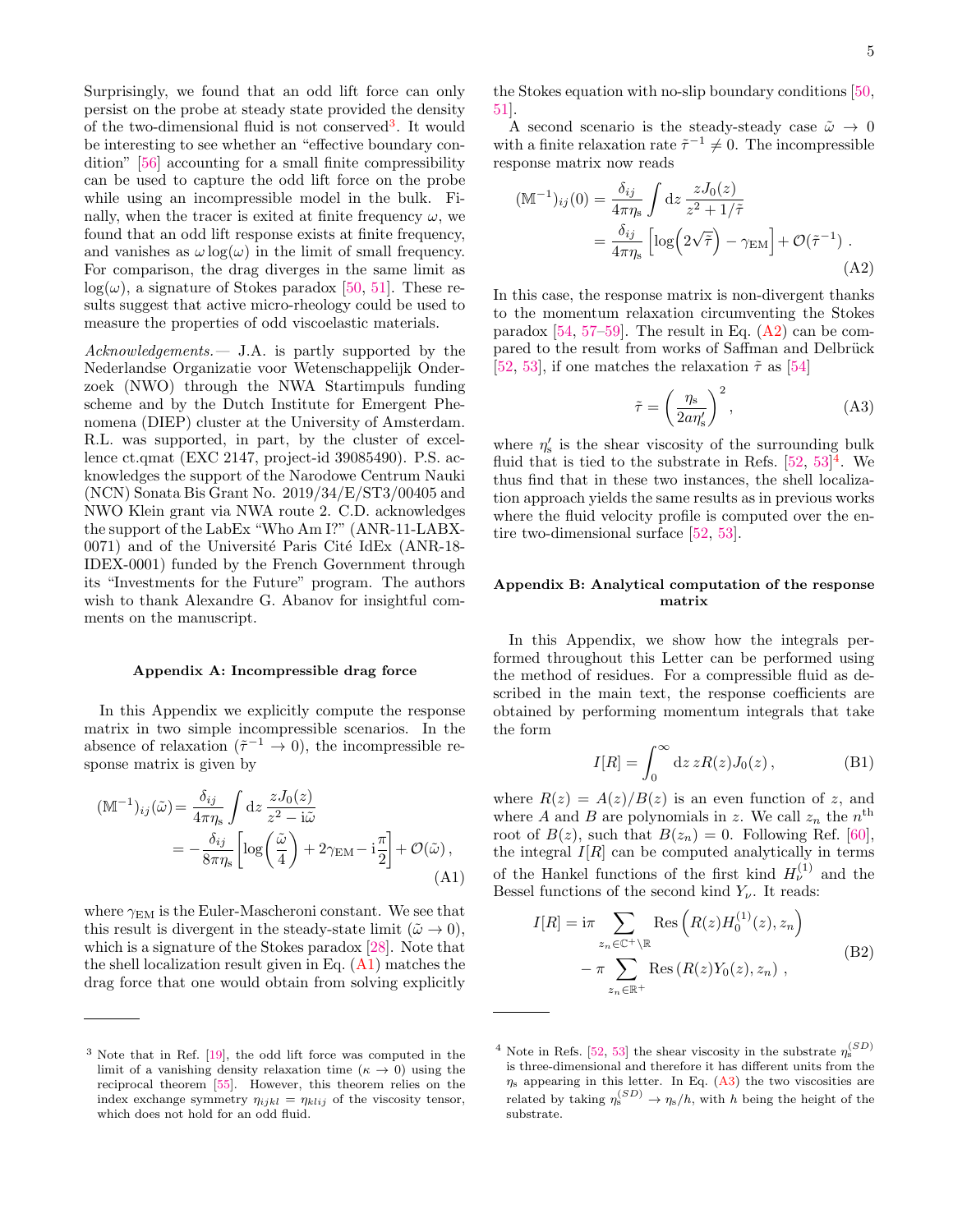Surprisingly, we found that an odd lift force can only persist on the probe at steady state provided the density of the two-dimensional fluid is not conserved[3]. It would be interesting to see whether an "effective boundary condition" [56] accounting for a small finite compressibility can be used to capture the odd lift force on the probe while using an incompressible model in the bulk. Finally, when the tracer is exited at finite frequency $\omega$, we found that an odd lift response exists at finite frequency, and vanishes as $\omega\log(\omega)$ in the limit of small frequency. For comparison, the drag diverges in the same limit as $\log(\omega)$, a signature of Stokes paradox [50, 51]. These results suggest that active micro-rheology could be used to measure the properties of odd viscoelastic materials.

*Acknowledgements.—* J.A. is partly supported by the Nederlandse Organizatie voor Wetenschappelijk Onderzoek (NWO) through the NWA Startimpuls funding scheme and by the Dutch Institute for Emergent Phenomena (DIEP) cluster at the University of Amsterdam. R.L. was supported, in part, by the cluster of excellence ct.qmat (EXC 2147, project-id 39085490). P.S. acknowledges the support of the Narodowe Centrum Nauki (NCN) Sonata Bis Grant No. 2019/34/E/ST3/00405 and NWO Klein grant via NWA route 2. C.D. acknowledges the support of the LabEx "Who Am I?" (ANR-11-LABX-0071) and of the Université Paris Cité IdEx (ANR-18-IDEX-0001) funded by the French Government through its "Investments for the Future" program. The authors wish to thank Alexandre G. Abanov for insightful comments on the manuscript.

## Appendix A: Incompressible drag force

In this Appendix we explicitly compute the response matrix in two simple incompressible scenarios. In the absence of relaxation ($\tilde{\tau}^{-1} \to 0$), the incompressible response matrix is given by

$$
\begin{aligned}
(\mathbb{M}^{-1})_{ij}(\tilde{\omega}) &= \frac{\delta_{ij}}{4\pi\eta_{\rm s}} \int \mathrm{d}z\, \frac{zJ_0(z)}{z^2 - \mathrm{i}\tilde{\omega}} \\
&= -\frac{\delta_{ij}}{8\pi\eta_{\rm s}} \left[\log\left(\frac{\tilde{\omega}}{4}\right) + 2\gamma_{\rm EM} - \mathrm{i}\frac{\pi}{2}\right] + \mathcal{O}(\tilde{\omega})\,,
\end{aligned}
\tag{A1}
$$

where $\gamma_{\rm EM}$ is the Euler-Mascheroni constant. We see that this result is divergent in the steady-state limit ($\tilde{\omega} \to 0$), which is a signature of the Stokes paradox [28]. Note that the shell localization result given in Eq. (A1) matches the drag force that one would obtain from solving explicitly the Stokes equation with no-slip boundary conditions [50, 51].

A second scenario is the steady-steady case $\tilde{\omega} \to 0$ with a finite relaxation rate $\tilde{\tau}^{-1} \neq 0$. The incompressible response matrix now reads

$$
\begin{aligned}
(\mathbb{M}^{-1})_{ij}(0) &= \frac{\delta_{ij}}{4\pi\eta_{\rm s}} \int \mathrm{d}z\, \frac{zJ_0(z)}{z^2 + 1/\tilde{\tau}} \\
&= \frac{\delta_{ij}}{4\pi\eta_{\rm s}} \left[\log\left(2\sqrt{\tilde{\tau}}\right) - \gamma_{\rm EM}\right] + \mathcal{O}(\tilde{\tau}^{-1})\,.
\end{aligned}
\tag{A2}
$$

In this case, the response matrix is non-divergent thanks to the momentum relaxation circumventing the Stokes paradox [54, 57–59]. The result in Eq. (A2) can be compared to the result from works of Saffman and Delbrück [52, 53], if one matches the relaxation $\tilde{\tau}$ as [54]

$$
\tilde{\tau} = \left(\frac{\eta_{\rm s}}{2a\eta'_{\rm s}}\right)^2, \tag{A3}
$$

where $\eta'_{\rm s}$ is the shear viscosity of the surrounding bulk fluid that is tied to the substrate in Refs. [52, 53][4]. We thus find that in these two instances, the shell localization approach yields the same results as in previous works where the fluid velocity profile is computed over the entire two-dimensional surface [52, 53].

## Appendix B: Analytical computation of the response matrix

In this Appendix, we show how the integrals performed throughout this Letter can be performed using the method of residues. For a compressible fluid as described in the main text, the response coefficients are obtained by performing momentum integrals that take the form

$$
I[R] = \int_0^\infty \mathrm{d}z\, zR(z)J_0(z)\,, \tag{B1}
$$

where $R(z) = A(z)/B(z)$ is an even function of $z$, and where $A$ and $B$ are polynomials in $z$. We call $z_n$ the $n^{\rm th}$ root of $B(z)$, such that $B(z_n) = 0$. Following Ref. [60], the integral $I[R]$ can be computed analytically in terms of the Hankel functions of the first kind $H_\nu^{(1)}$ and the Bessel functions of the second kind $Y_\nu$. It reads:

$$
\begin{aligned}
I[R] = \mathrm{i}\pi &\sum_{z_n \in \mathbb{C}^+ \setminus \mathbb{R}} \mathrm{Res}\left(R(z)H_0^{(1)}(z), z_n\right) \\
&- \pi \sum_{z_n \in \mathbb{R}^+} \mathrm{Res}\left(R(z)Y_0(z), z_n\right)\,,
\end{aligned}
\tag{B2}
$$

---

[3] Note that in Ref. [19], the odd lift force was computed in the limit of a vanishing density relaxation time ($\kappa \to 0$) using the reciprocal theorem [55]. However, this theorem relies on the index exchange symmetry $\eta_{ijkl} = \eta_{klij}$ of the viscosity tensor, which does not hold for an odd fluid.

[4] Note in Refs. [52, 53] the shear viscosity in the substrate $\eta_{\rm s}^{(SD)}$ is three-dimensional and therefore it has different units from the $\eta_{\rm s}$ appearing in this letter. In Eq. (A3) the two viscosities are related by taking $\eta_{\rm s}^{(SD)} \to \eta_{\rm s}/h$, with $h$ being the height of the substrate.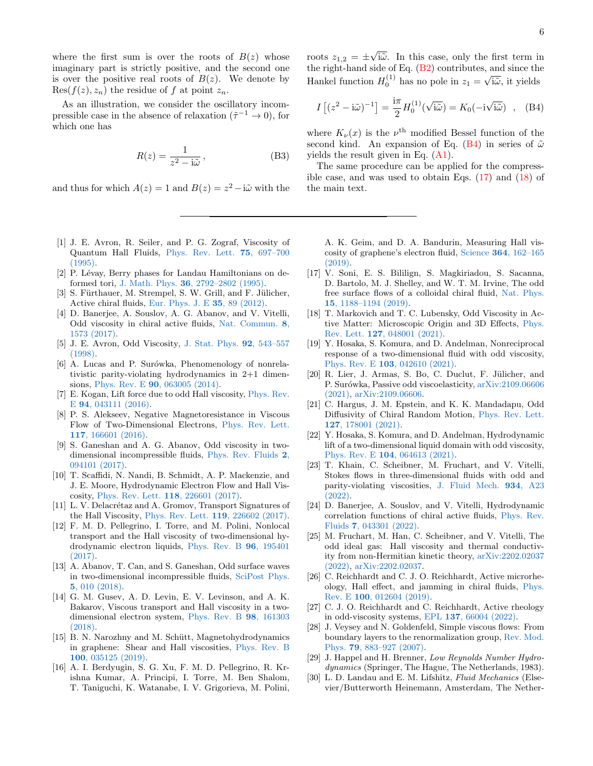where the first sum is over the roots of $B(z)$ whose imaginary part is strictly positive, and the second one is over the positive real roots of $B(z)$. We denote by $\mathrm{Res}(f(z), z_n)$ the residue of $f$ at point $z_n$.

As an illustration, we consider the oscillatory incompressible case in the absence of relaxation ($\tilde{\tau}^{-1} \to 0$), for which one has

$$R(z) = \frac{1}{z^2 - \mathrm{i}\tilde{\omega}}\,, \tag{B3}$$

and thus for which $A(z) = 1$ and $B(z) = z^2 - \mathrm{i}\tilde{\omega}$ with the roots $z_{1,2} = \pm\sqrt{\mathrm{i}\tilde{\omega}}$. In this case, only the first term in the right-hand side of Eq. (B2) contributes, and since the Hankel function $H_0^{(1)}$ has no pole in $z_1 = \sqrt{\mathrm{i}\tilde{\omega}}$, it yields

$$I\left[(z^2 - \mathrm{i}\tilde{\omega})^{-1}\right] = \frac{\mathrm{i}\pi}{2} H_0^{(1)}(\sqrt{\mathrm{i}\tilde{\omega}}) = K_0(-\mathrm{i}\sqrt{\mathrm{i}\tilde{\omega}}) \quad , \tag{B4}$$

where $K_\nu(x)$ is the $\nu^{\text{th}}$ modified Bessel function of the second kind. An expansion of Eq. (B4) in series of $\tilde{\omega}$ yields the result given in Eq. (A1).

The same procedure can be applied for the compressible case, and was used to obtain Eqs. (17) and (18) of the main text.

---

[1] J. E. Avron, R. Seiler, and P. G. Zograf, Viscosity of Quantum Hall Fluids, Phys. Rev. Lett. **75**, 697–700 (1995).

[2] P. Lévay, Berry phases for Landau Hamiltonians on deformed tori, J. Math. Phys. **36**, 2792–2802 (1995).

[3] S. Fürthauer, M. Strempel, S. W. Grill, and F. Jülicher, Active chiral fluids, Eur. Phys. J. E **35**, 89 (2012).

[4] D. Banerjee, A. Souslov, A. G. Abanov, and V. Vitelli, Odd viscosity in chiral active fluids, Nat. Commun. **8**, 1573 (2017).

[5] J. E. Avron, Odd Viscosity, J. Stat. Phys. **92**, 543–557 (1998).

[6] A. Lucas and P. Surówka, Phenomenology of nonrelativistic parity-violating hydrodynamics in 2+1 dimensions, Phys. Rev. E **90**, 063005 (2014).

[7] E. Kogan, Lift force due to odd Hall viscosity, Phys. Rev. E **94**, 043111 (2016).

[8] P. S. Alekseev, Negative Magnetoresistance in Viscous Flow of Two-Dimensional Electrons, Phys. Rev. Lett. **117**, 166601 (2016).

[9] S. Ganeshan and A. G. Abanov, Odd viscosity in two-dimensional incompressible fluids, Phys. Rev. Fluids **2**, 094101 (2017).

[10] T. Scaffidi, N. Nandi, B. Schmidt, A. P. Mackenzie, and J. E. Moore, Hydrodynamic Electron Flow and Hall Viscosity, Phys. Rev. Lett. **118**, 226601 (2017).

[11] L. V. Delacrétaz and A. Gromov, Transport Signatures of the Hall Viscosity, Phys. Rev. Lett. **119**, 226602 (2017).

[12] F. M. D. Pellegrino, I. Torre, and M. Polini, Nonlocal transport and the Hall viscosity of two-dimensional hydrodynamic electron liquids, Phys. Rev. B **96**, 195401 (2017).

[13] A. Abanov, T. Can, and S. Ganeshan, Odd surface waves in two-dimensional incompressible fluids, SciPost Phys. **5**, 010 (2018).

[14] G. M. Gusev, A. D. Levin, E. V. Levinson, and A. K. Bakarov, Viscous transport and Hall viscosity in a two-dimensional electron system, Phys. Rev. B **98**, 161303 (2018).

[15] B. N. Narozhny and M. Schütt, Magnetohydrodynamics in graphene: Shear and Hall viscosities, Phys. Rev. B **100**, 035125 (2019).

[16] A. I. Berdyugin, S. G. Xu, F. M. D. Pellegrino, R. Krishna Kumar, A. Principi, I. Torre, M. Ben Shalom, T. Taniguchi, K. Watanabe, I. V. Grigorieva, M. Polini, A. K. Geim, and D. A. Bandurin, Measuring Hall viscosity of graphene's electron fluid, Science **364**, 162–165 (2019).

[17] V. Soni, E. S. Bililign, S. Magkiriadou, S. Sacanna, D. Bartolo, M. J. Shelley, and W. T. M. Irvine, The odd free surface flows of a colloidal chiral fluid, Nat. Phys. **15**, 1188–1194 (2019).

[18] T. Markovich and T. C. Lubensky, Odd Viscosity in Active Matter: Microscopic Origin and 3D Effects, Phys. Rev. Lett. **127**, 048001 (2021).

[19] Y. Hosaka, S. Komura, and D. Andelman, Nonreciprocal response of a two-dimensional fluid with odd viscosity, Phys. Rev. E **103**, 042610 (2021).

[20] R. Lier, J. Armas, S. Bo, C. Duclut, F. Jülicher, and P. Surówka, Passive odd viscoelasticity, arXiv:2109.06606 (2021), arXiv:2109.06606.

[21] C. Hargus, J. M. Epstein, and K. K. Mandadapu, Odd Diffusivity of Chiral Random Motion, Phys. Rev. Lett. **127**, 178001 (2021).

[22] Y. Hosaka, S. Komura, and D. Andelman, Hydrodynamic lift of a two-dimensional liquid domain with odd viscosity, Phys. Rev. E **104**, 064613 (2021).

[23] T. Khain, C. Scheibner, M. Fruchart, and V. Vitelli, Stokes flows in three-dimensional fluids with odd and parity-violating viscosities, J. Fluid Mech. **934**, A23 (2022).

[24] D. Banerjee, A. Souslov, and V. Vitelli, Hydrodynamic correlation functions of chiral active fluids, Phys. Rev. Fluids **7**, 043301 (2022).

[25] M. Fruchart, M. Han, C. Scheibner, and V. Vitelli, The odd ideal gas: Hall viscosity and thermal conductivity from non-Hermitian kinetic theory, arXiv:2202.02037 (2022), arXiv:2202.02037.

[26] C. Reichhardt and C. J. O. Reichhardt, Active microrheology, Hall effect, and jamming in chiral fluids, Phys. Rev. E **100**, 012604 (2019).

[27] C. J. O. Reichhardt and C. Reichhardt, Active rheology in odd-viscosity systems, EPL **137**, 66004 (2022).

[28] J. Veysey and N. Goldenfeld, Simple viscous flows: From boundary layers to the renormalization group, Rev. Mod. Phys. **79**, 883–927 (2007).

[29] J. Happel and H. Brenner, *Low Reynolds Number Hydrodynamics* (Springer, The Hague, The Netherlands, 1983).

[30] L. D. Landau and E. M. Lifshitz, *Fluid Mechanics* (Elsevier/Butterworth Heinemann, Amsterdam, The Nether-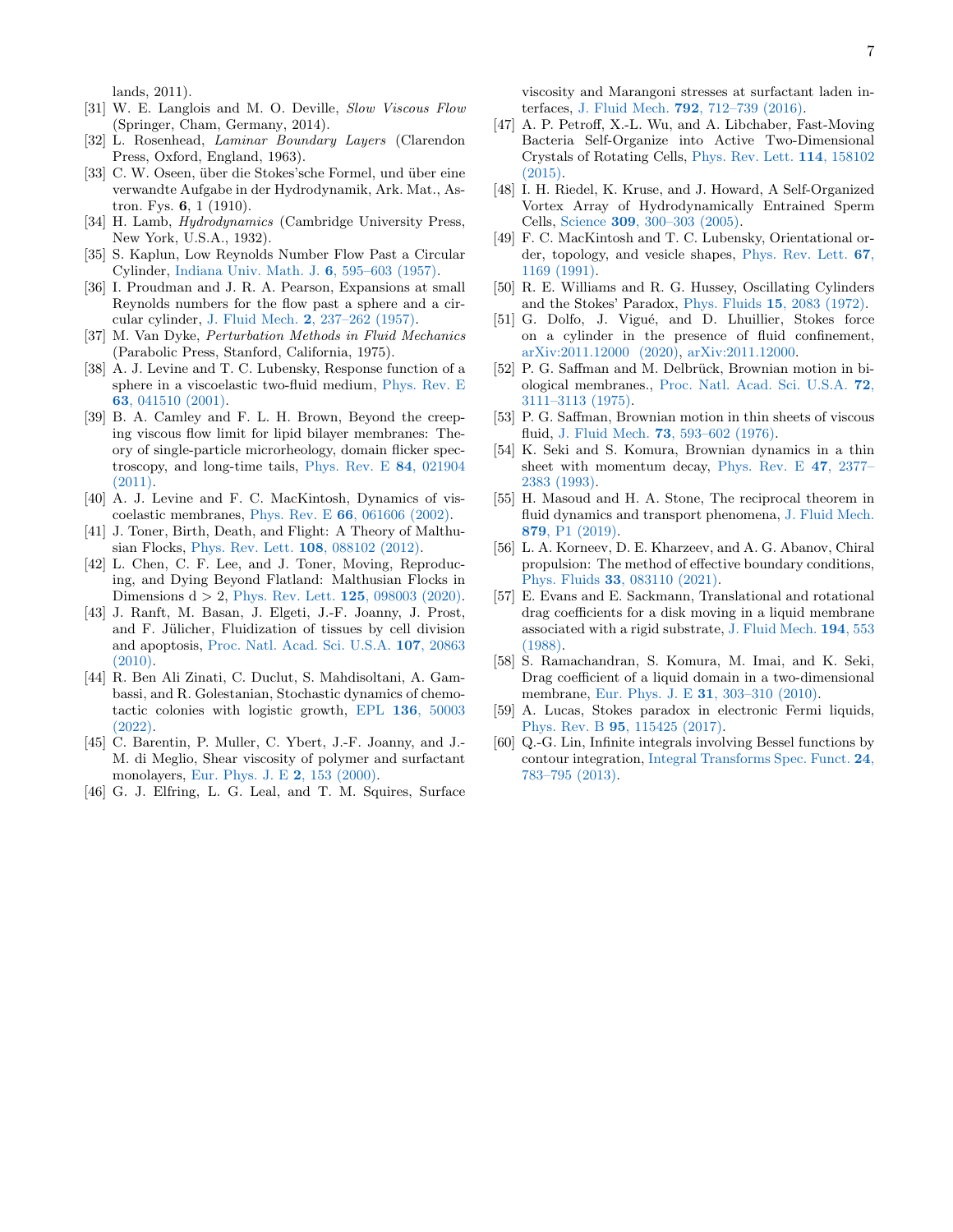lands, 2011).

[31] W. E. Langlois and M. O. Deville, *Slow Viscous Flow* (Springer, Cham, Germany, 2014).

[32] L. Rosenhead, *Laminar Boundary Layers* (Clarendon Press, Oxford, England, 1963).

[33] C. W. Oseen, über die Stokes'sche Formel, und über eine verwandte Aufgabe in der Hydrodynamik, Ark. Mat., Astron. Fys. **6**, 1 (1910).

[34] H. Lamb, *Hydrodynamics* (Cambridge University Press, New York, U.S.A., 1932).

[35] S. Kaplun, Low Reynolds Number Flow Past a Circular Cylinder, Indiana Univ. Math. J. **6**, 595–603 (1957).

[36] I. Proudman and J. R. A. Pearson, Expansions at small Reynolds numbers for the flow past a sphere and a circular cylinder, J. Fluid Mech. **2**, 237–262 (1957).

[37] M. Van Dyke, *Perturbation Methods in Fluid Mechanics* (Parabolic Press, Stanford, California, 1975).

[38] A. J. Levine and T. C. Lubensky, Response function of a sphere in a viscoelastic two-fluid medium, Phys. Rev. E **63**, 041510 (2001).

[39] B. A. Camley and F. L. H. Brown, Beyond the creeping viscous flow limit for lipid bilayer membranes: Theory of single-particle microrheology, domain flicker spectroscopy, and long-time tails, Phys. Rev. E **84**, 021904 (2011).

[40] A. J. Levine and F. C. MacKintosh, Dynamics of viscoelastic membranes, Phys. Rev. E **66**, 061606 (2002).

[41] J. Toner, Birth, Death, and Flight: A Theory of Malthusian Flocks, Phys. Rev. Lett. **108**, 088102 (2012).

[42] L. Chen, C. F. Lee, and J. Toner, Moving, Reproducing, and Dying Beyond Flatland: Malthusian Flocks in Dimensions d > 2, Phys. Rev. Lett. **125**, 098003 (2020).

[43] J. Ranft, M. Basan, J. Elgeti, J.-F. Joanny, J. Prost, and F. Jülicher, Fluidization of tissues by cell division and apoptosis, Proc. Natl. Acad. Sci. U.S.A. **107**, 20863 (2010).

[44] R. Ben Ali Zinati, C. Duclut, S. Mahdisoltani, A. Gambassi, and R. Golestanian, Stochastic dynamics of chemotactic colonies with logistic growth, EPL **136**, 50003 (2022).

[45] C. Barentin, P. Muller, C. Ybert, J.-F. Joanny, and J.-M. di Meglio, Shear viscosity of polymer and surfactant monolayers, Eur. Phys. J. E **2**, 153 (2000).

[46] G. J. Elfring, L. G. Leal, and T. M. Squires, Surface viscosity and Marangoni stresses at surfactant laden interfaces, J. Fluid Mech. **792**, 712–739 (2016).

[47] A. P. Petroff, X.-L. Wu, and A. Libchaber, Fast-Moving Bacteria Self-Organize into Active Two-Dimensional Crystals of Rotating Cells, Phys. Rev. Lett. **114**, 158102 (2015).

[48] I. H. Riedel, K. Kruse, and J. Howard, A Self-Organized Vortex Array of Hydrodynamically Entrained Sperm Cells, Science **309**, 300–303 (2005).

[49] F. C. MacKintosh and T. C. Lubensky, Orientational order, topology, and vesicle shapes, Phys. Rev. Lett. **67**, 1169 (1991).

[50] R. E. Williams and R. G. Hussey, Oscillating Cylinders and the Stokes' Paradox, Phys. Fluids **15**, 2083 (1972).

[51] G. Dolfo, J. Vigué, and D. Lhuillier, Stokes force on a cylinder in the presence of fluid confinement, arXiv:2011.12000 (2020), arXiv:2011.12000.

[52] P. G. Saffman and M. Delbrück, Brownian motion in biological membranes., Proc. Natl. Acad. Sci. U.S.A. **72**, 3111–3113 (1975).

[53] P. G. Saffman, Brownian motion in thin sheets of viscous fluid, J. Fluid Mech. **73**, 593–602 (1976).

[54] K. Seki and S. Komura, Brownian dynamics in a thin sheet with momentum decay, Phys. Rev. E **47**, 2377–2383 (1993).

[55] H. Masoud and H. A. Stone, The reciprocal theorem in fluid dynamics and transport phenomena, J. Fluid Mech. **879**, P1 (2019).

[56] L. A. Korneev, D. E. Kharzeev, and A. G. Abanov, Chiral propulsion: The method of effective boundary conditions, Phys. Fluids **33**, 083110 (2021).

[57] E. Evans and E. Sackmann, Translational and rotational drag coefficients for a disk moving in a liquid membrane associated with a rigid substrate, J. Fluid Mech. **194**, 553 (1988).

[58] S. Ramachandran, S. Komura, M. Imai, and K. Seki, Drag coefficient of a liquid domain in a two-dimensional membrane, Eur. Phys. J. E **31**, 303–310 (2010).

[59] A. Lucas, Stokes paradox in electronic Fermi liquids, Phys. Rev. B **95**, 115425 (2017).

[60] Q.-G. Lin, Infinite integrals involving Bessel functions by contour integration, Integral Transforms Spec. Funct. **24**, 783–795 (2013).